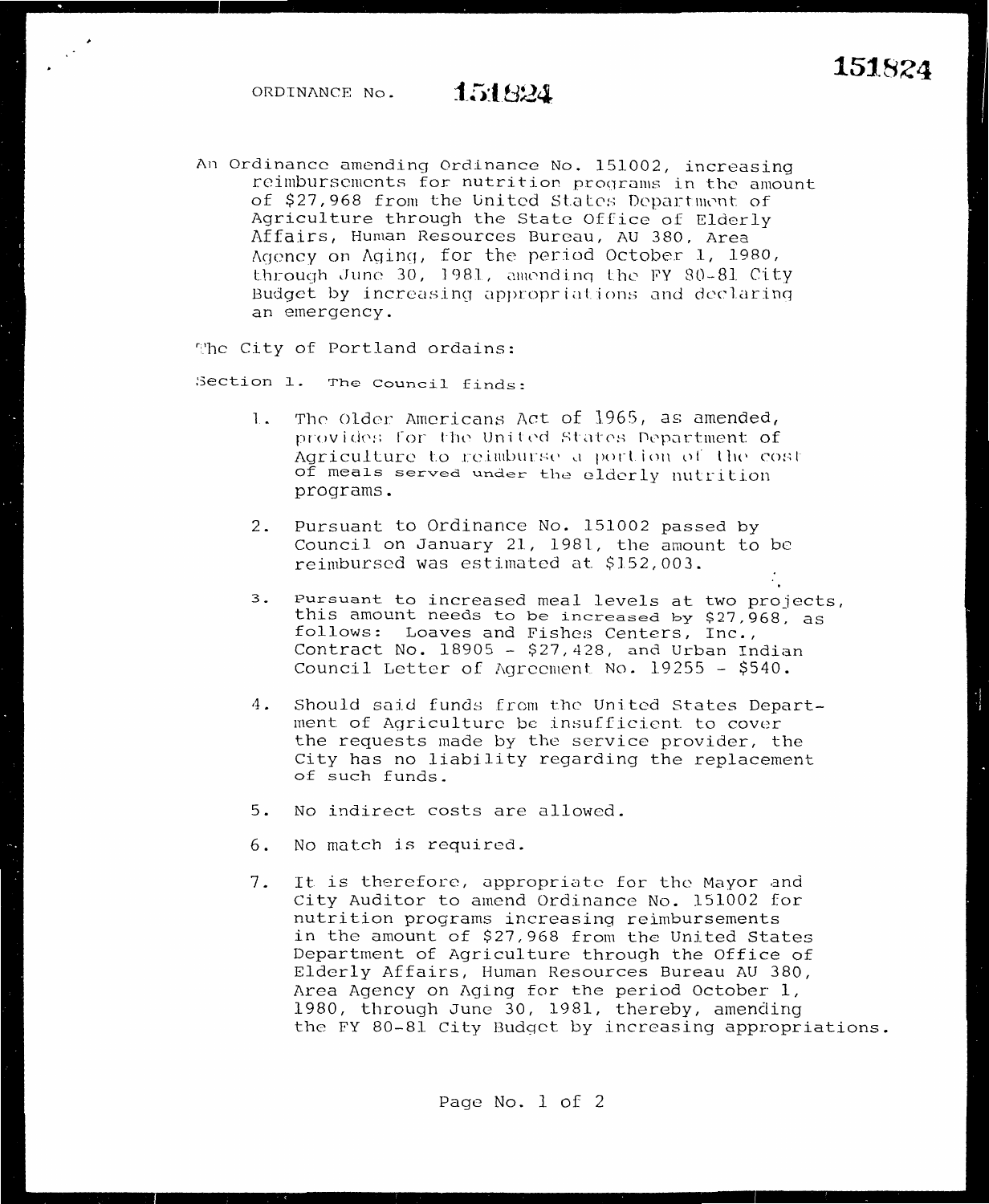151824

ORDINANCE No. 151824

An Ordinance amending Ordinance No. 151002, increasing reimbursements for nutrition programs in the amount of $27,968 from the United States Department of Agriculture through the State Office of Elderly Affairs, Human Resources Bureau, AU 380, Area Agency on Aging, for the period October 1, 1980, through June 30, 1981, amending the FY 80-81 City Budget by increasing appropriations and declaring an emergency.

The City of Portland ordains:

Section 1. The Council finds:

1. The Older Americans Act of 1965, as amended, provides for the United States Department of Agriculture to reimburse a portion of the cost of meals served under the elderly nutrition programs.

2. Pursuant to Ordinance No. 151002 passed by Council on January 21, 1981, the amount to be reimbursed was estimated at $152,003.

3. Pursuant to increased meal levels at two projects, this amount needs to be increased by $27,968, as follows: Loaves and Fishes Centers, Inc., Contract No. 18905 - $27,428, and Urban Indian Council Letter of Agreement No. 19255 - $540.

4. Should said funds from the United States Department of Agriculture be insufficient to cover the requests made by the service provider, the City has no liability regarding the replacement of such funds.

5. No indirect costs are allowed.

6. No match is required.

7. It is therefore, appropriate for the Mayor and City Auditor to amend Ordinance No. 151002 for nutrition programs increasing reimbursements in the amount of $27,968 from the United States Department of Agriculture through the Office of Elderly Affairs, Human Resources Bureau AU 380, Area Agency on Aging for the period October 1, 1980, through June 30, 1981, thereby, amending the FY 80-81 City Budget by increasing appropriations.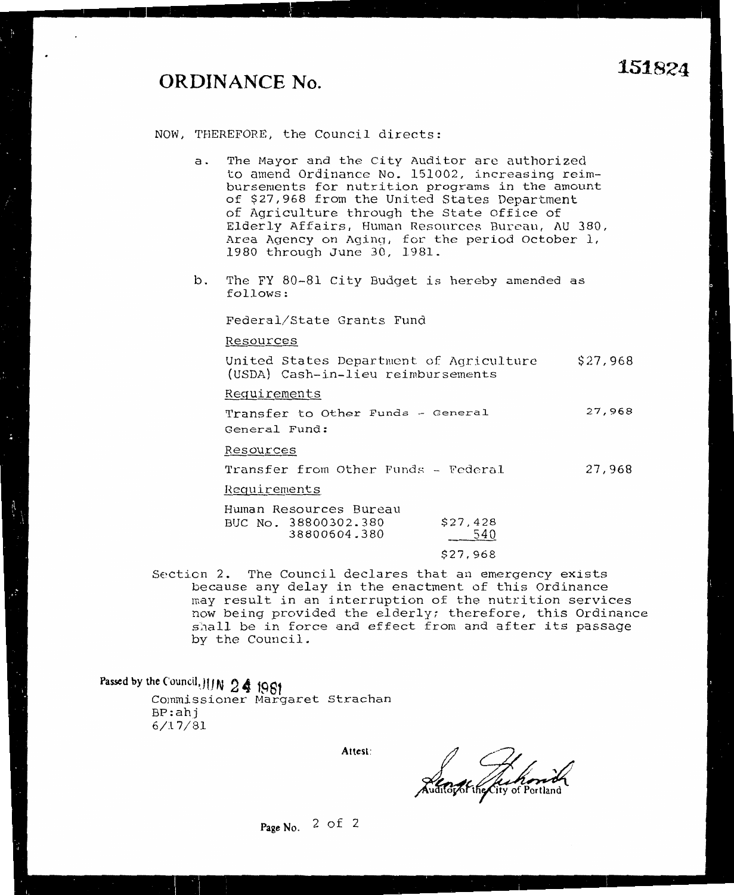# ORDINANCE No. 151824

NOW, THEREFORE, the Council directs:

a. The Mayor and the City Auditor are authorized to amend Ordinance No. 151002, increasing reimbursements for nutrition programs in the amount of $27,968 from the United States Department of Agriculture through the State Office of Elderly Affairs, Human Resources Bureau, AU 380, Area Agency on Aging, for the period October 1, 1980 through June 30, 1981.

b. The FY 80-81 City Budget is hereby amended as follows:

Federal/State Grants Fund

Resources

| | |
|---|---|
| United States Department of Agriculture (USDA) Cash-in-lieu reimbursements | $27,968 |

Requirements

| | |
|---|---|
| Transfer to Other Funds - General | 27,968 |

General Fund:

Resources

| | |
|---|---|
| Transfer from Other Funds - Federal | 27,968 |

Requirements

Human Resources Bureau

| | |
|---|---|
| BUC No. 38800302.380 | $27,428 |
| 38800604.380 | 540 |
| | $27,968 |

Section 2. The Council declares that an emergency exists because any delay in the enactment of this Ordinance may result in an interruption of the nutrition services now being provided the elderly; therefore, this Ordinance shall be in force and effect from and after its passage by the Council.

Passed by the Council, JUN 24 1981

Commissioner Margaret Strachan
BP:ahj
6/17/81

Attest:

Auditor of the City of Portland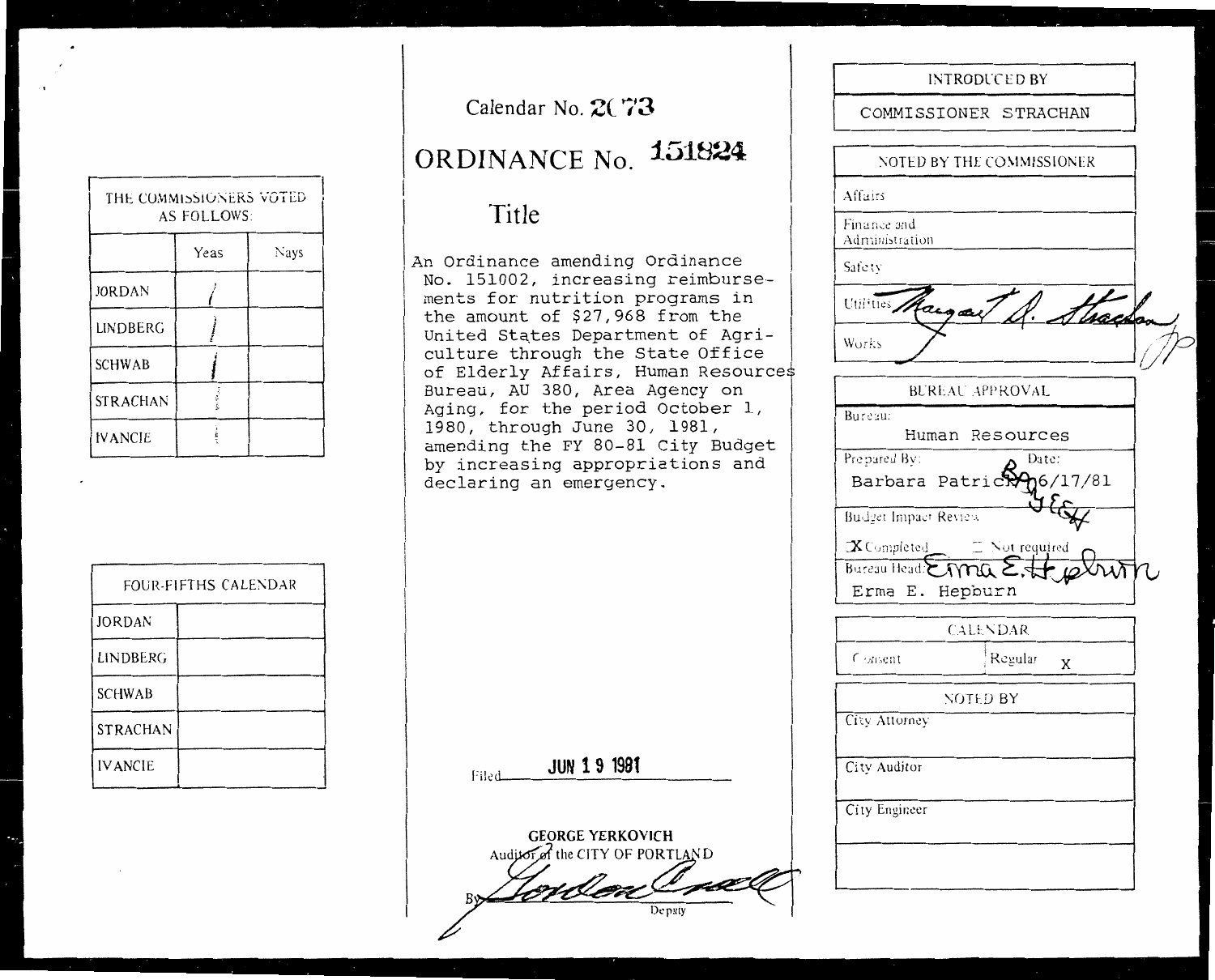| THE COMMISSIONERS VOTED AS FOLLOWS: | | |
|---|---|---|
| | Yeas | Nays |
| JORDAN | / | |
| LINDBERG | / | |
| SCHWAB | / | |
| STRACHAN | / | |
| IVANCIE | / | |

| FOUR-FIFTHS CALENDAR | |
|---|---|
| JORDAN | |
| LINDBERG | |
| SCHWAB | |
| STRACHAN | |
| IVANCIE | |

Calendar No. 2073

# ORDINANCE No. 151824

## Title

An Ordinance amending Ordinance No. 151002, increasing reimbursements for nutrition programs in the amount of $27,968 from the United States Department of Agriculture through the State Office of Elderly Affairs, Human Resources Bureau, AU 380, Area Agency on Aging, for the period October 1, 1980, through June 30, 1981, amending the FY 80-81 City Budget by increasing appropriations and declaring an emergency.

Filed JUN 19 1981

GEORGE YERKOVICH
Auditor of the CITY OF PORTLAND

By *[signature]*
Deputy

| INTRODUCED BY |
|---|
| COMMISSIONER STRACHAN |

| NOTED BY THE COMMISSIONER |
|---|
| Affairs |
| Finance and Administration |
| Safety |
| Utilities *Margaret D. Strachan* |
| Works |

| BUREAU APPROVAL |
|---|
| Bureau: Human Resources |
| Prepared By: Barbara Patrick Date: 6/17/81 |
| Budget Impact Review: X Completed ☐ Not required |
| Bureau Head: *Erma E. Hepburn* Erma E. Hepburn |

| CALENDAR | |
|---|---|
| Consent | Regular X |

| NOTED BY |
|---|
| City Attorney |
| City Auditor |
| City Engineer |
| |